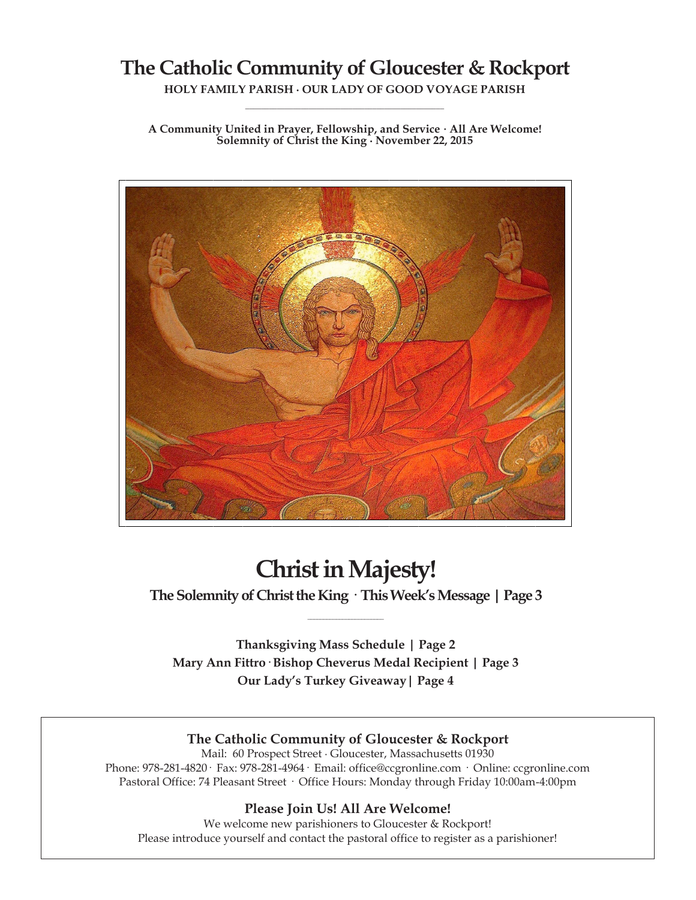# The Catholic Community of Gloucester & Rockport

**HOLY FAMILY PARISH · OUR LADY OF GOOD VOYAGE PARISH**

**A Community United in Prayer, Fellowship, and Service · All Are Welcome!**
**Solemnity of Christ the King · November 22, 2015**

# Christ in Majesty!

**The Solemnity of Christ the King · This Week's Message | Page 3**

**Thanksgiving Mass Schedule | Page 2**
**Mary Ann Fittro · Bishop Cheverus Medal Recipient | Page 3**
**Our Lady's Turkey Giveaway | Page 4**

**The Catholic Community of Gloucester & Rockport**

Mail: 60 Prospect Street · Gloucester, Massachusetts 01930
Phone: 978-281-4820 · Fax: 978-281-4964 · Email: office@ccgronline.com · Online: ccgronline.com
Pastoral Office: 74 Pleasant Street · Office Hours: Monday through Friday 10:00am-4:00pm

**Please Join Us! All Are Welcome!**

We welcome new parishioners to Gloucester & Rockport!
Please introduce yourself and contact the pastoral office to register as a parishioner!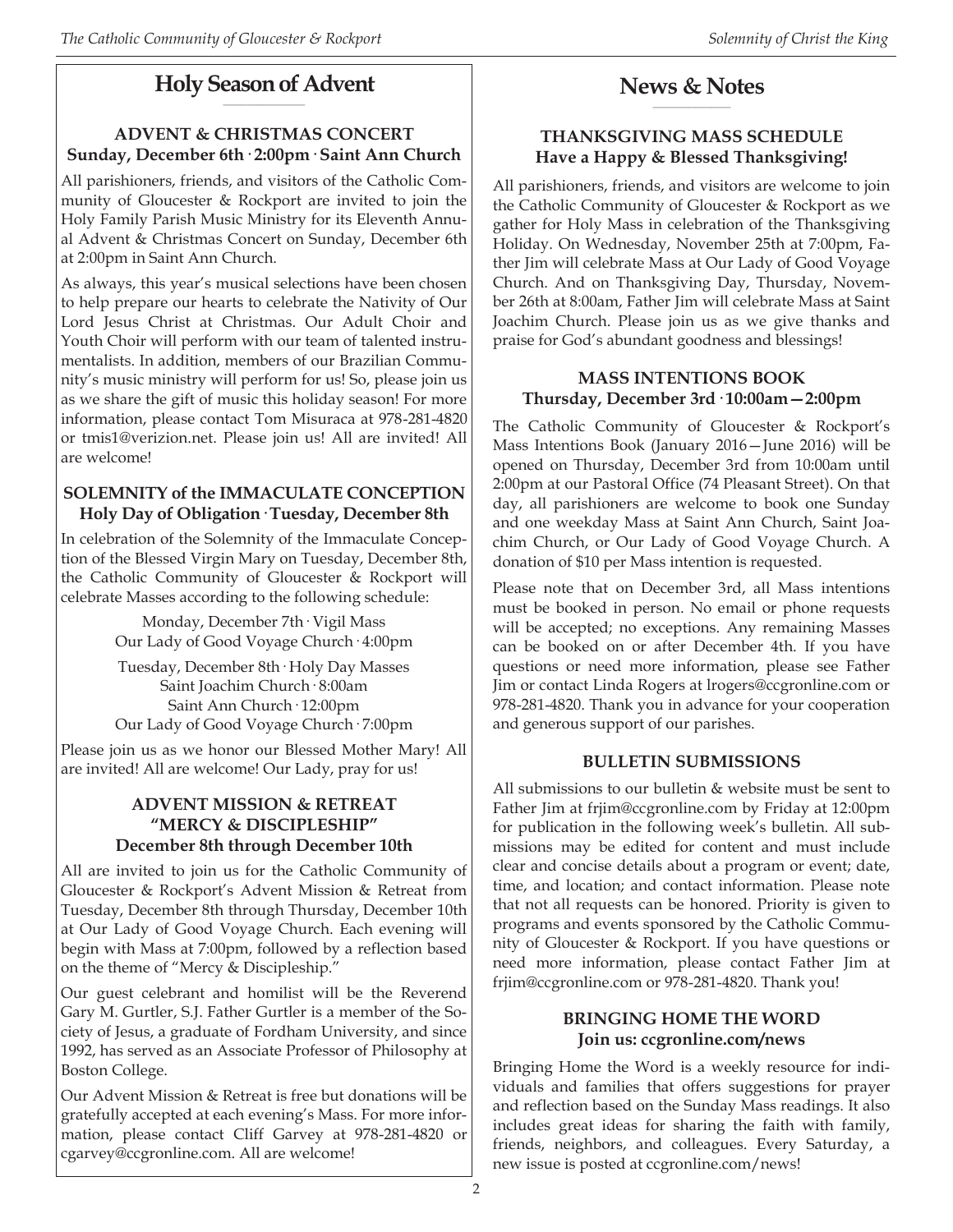## Holy Season of Advent

### ADVENT & CHRISTMAS CONCERT
**Sunday, December 6th · 2:00pm · Saint Ann Church**

All parishioners, friends, and visitors of the Catholic Community of Gloucester & Rockport are invited to join the Holy Family Parish Music Ministry for its Eleventh Annual Advent & Christmas Concert on Sunday, December 6th at 2:00pm in Saint Ann Church.

As always, this year's musical selections have been chosen to help prepare our hearts to celebrate the Nativity of Our Lord Jesus Christ at Christmas. Our Adult Choir and Youth Choir will perform with our team of talented instrumentalists. In addition, members of our Brazilian Community's music ministry will perform for us! So, please join us as we share the gift of music this holiday season! For more information, please contact Tom Misuraca at 978-281-4820 or tmis1@verizion.net. Please join us! All are invited! All are welcome!

### SOLEMNITY of the IMMACULATE CONCEPTION
**Holy Day of Obligation · Tuesday, December 8th**

In celebration of the Solemnity of the Immaculate Conception of the Blessed Virgin Mary on Tuesday, December 8th, the Catholic Community of Gloucester & Rockport will celebrate Masses according to the following schedule:

Monday, December 7th · Vigil Mass
Our Lady of Good Voyage Church · 4:00pm

Tuesday, December 8th · Holy Day Masses
Saint Joachim Church · 8:00am
Saint Ann Church · 12:00pm
Our Lady of Good Voyage Church · 7:00pm

Please join us as we honor our Blessed Mother Mary! All are invited! All are welcome! Our Lady, pray for us!

### ADVENT MISSION & RETREAT "MERCY & DISCIPLESHIP"
**December 8th through December 10th**

All are invited to join us for the Catholic Community of Gloucester & Rockport's Advent Mission & Retreat from Tuesday, December 8th through Thursday, December 10th at Our Lady of Good Voyage Church. Each evening will begin with Mass at 7:00pm, followed by a reflection based on the theme of "Mercy & Discipleship."

Our guest celebrant and homilist will be the Reverend Gary M. Gurtler, S.J. Father Gurtler is a member of the Society of Jesus, a graduate of Fordham University, and since 1992, has served as an Associate Professor of Philosophy at Boston College.

Our Advent Mission & Retreat is free but donations will be gratefully accepted at each evening's Mass. For more information, please contact Cliff Garvey at 978-281-4820 or cgarvey@ccgronline.com. All are welcome!

## News & Notes

### THANKSGIVING MASS SCHEDULE
**Have a Happy & Blessed Thanksgiving!**

All parishioners, friends, and visitors are welcome to join the Catholic Community of Gloucester & Rockport as we gather for Holy Mass in celebration of the Thanksgiving Holiday. On Wednesday, November 25th at 7:00pm, Father Jim will celebrate Mass at Our Lady of Good Voyage Church. And on Thanksgiving Day, Thursday, November 26th at 8:00am, Father Jim will celebrate Mass at Saint Joachim Church. Please join us as we give thanks and praise for God's abundant goodness and blessings!

### MASS INTENTIONS BOOK
**Thursday, December 3rd · 10:00am—2:00pm**

The Catholic Community of Gloucester & Rockport's Mass Intentions Book (January 2016—June 2016) will be opened on Thursday, December 3rd from 10:00am until 2:00pm at our Pastoral Office (74 Pleasant Street). On that day, all parishioners are welcome to book one Sunday and one weekday Mass at Saint Ann Church, Saint Joachim Church, or Our Lady of Good Voyage Church. A donation of $10 per Mass intention is requested.

Please note that on December 3rd, all Mass intentions must be booked in person. No email or phone requests will be accepted; no exceptions. Any remaining Masses can be booked on or after December 4th. If you have questions or need more information, please see Father Jim or contact Linda Rogers at lrogers@ccgronline.com or 978-281-4820. Thank you in advance for your cooperation and generous support of our parishes.

### BULLETIN SUBMISSIONS

All submissions to our bulletin & website must be sent to Father Jim at frjim@ccgronline.com by Friday at 12:00pm for publication in the following week's bulletin. All submissions may be edited for content and must include clear and concise details about a program or event; date, time, and location; and contact information. Please note that not all requests can be honored. Priority is given to programs and events sponsored by the Catholic Community of Gloucester & Rockport. If you have questions or need more information, please contact Father Jim at frjim@ccgronline.com or 978-281-4820. Thank you!

### BRINGING HOME THE WORD
**Join us: ccgronline.com/news**

Bringing Home the Word is a weekly resource for individuals and families that offers suggestions for prayer and reflection based on the Sunday Mass readings. It also includes great ideas for sharing the faith with family, friends, neighbors, and colleagues. Every Saturday, a new issue is posted at ccgronline.com/news!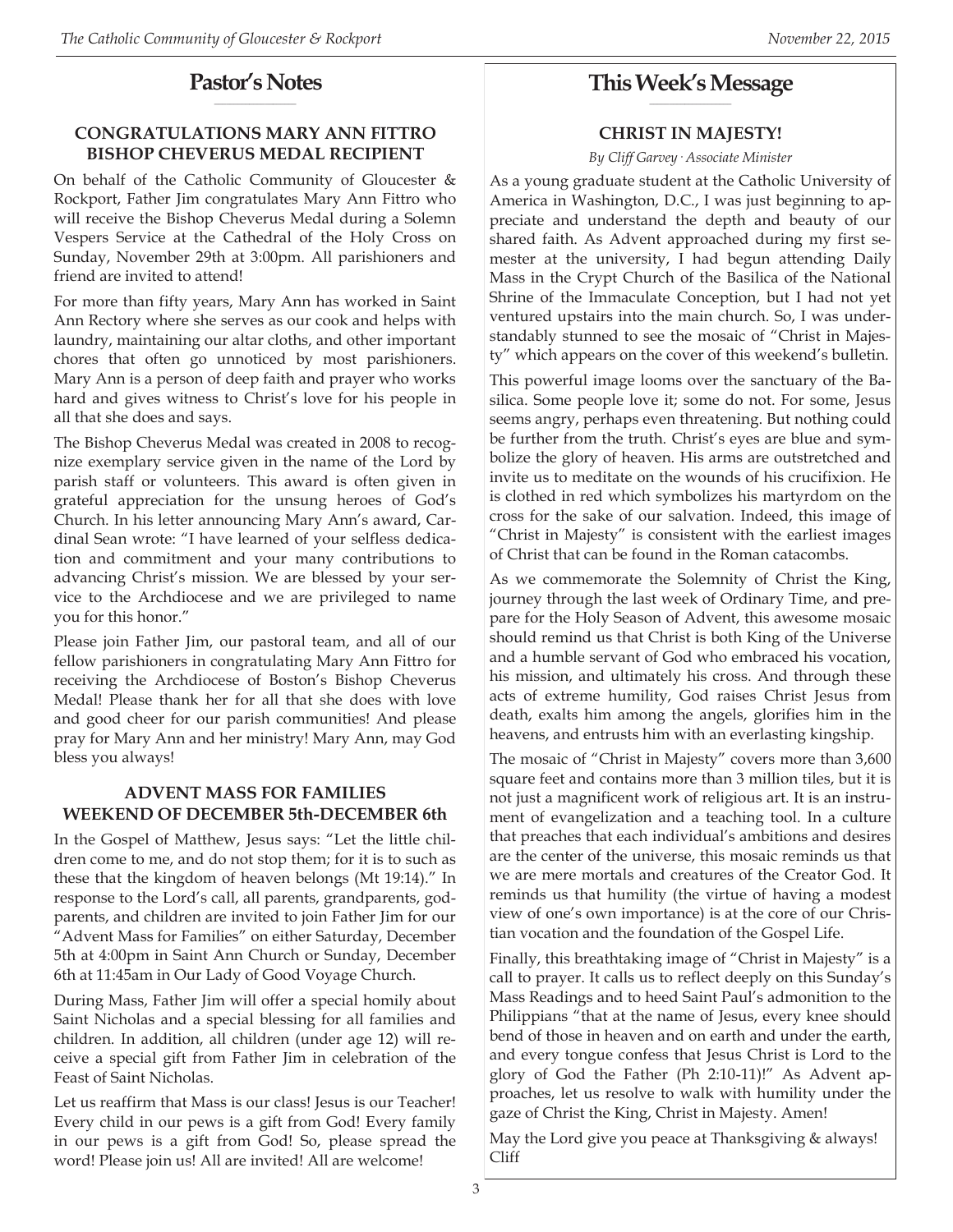## Pastor's Notes

### CONGRATULATIONS MARY ANN FITTRO BISHOP CHEVERUS MEDAL RECIPIENT

On behalf of the Catholic Community of Gloucester & Rockport, Father Jim congratulates Mary Ann Fittro who will receive the Bishop Cheverus Medal during a Solemn Vespers Service at the Cathedral of the Holy Cross on Sunday, November 29th at 3:00pm. All parishioners and friend are invited to attend!

For more than fifty years, Mary Ann has worked in Saint Ann Rectory where she serves as our cook and helps with laundry, maintaining our altar cloths, and other important chores that often go unnoticed by most parishioners. Mary Ann is a person of deep faith and prayer who works hard and gives witness to Christ's love for his people in all that she does and says.

The Bishop Cheverus Medal was created in 2008 to recognize exemplary service given in the name of the Lord by parish staff or volunteers. This award is often given in grateful appreciation for the unsung heroes of God's Church. In his letter announcing Mary Ann's award, Cardinal Sean wrote: "I have learned of your selfless dedication and commitment and your many contributions to advancing Christ's mission. We are blessed by your service to the Archdiocese and we are privileged to name you for this honor."

Please join Father Jim, our pastoral team, and all of our fellow parishioners in congratulating Mary Ann Fittro for receiving the Archdiocese of Boston's Bishop Cheverus Medal! Please thank her for all that she does with love and good cheer for our parish communities! And please pray for Mary Ann and her ministry! Mary Ann, may God bless you always!

### ADVENT MASS FOR FAMILIES WEEKEND OF DECEMBER 5th-DECEMBER 6th

In the Gospel of Matthew, Jesus says: "Let the little children come to me, and do not stop them; for it is to such as these that the kingdom of heaven belongs (Mt 19:14)." In response to the Lord's call, all parents, grandparents, godparents, and children are invited to join Father Jim for our "Advent Mass for Families" on either Saturday, December 5th at 4:00pm in Saint Ann Church or Sunday, December 6th at 11:45am in Our Lady of Good Voyage Church.

During Mass, Father Jim will offer a special homily about Saint Nicholas and a special blessing for all families and children. In addition, all children (under age 12) will receive a special gift from Father Jim in celebration of the Feast of Saint Nicholas.

Let us reaffirm that Mass is our class! Jesus is our Teacher! Every child in our pews is a gift from God! Every family in our pews is a gift from God! So, please spread the word! Please join us! All are invited! All are welcome!

## This Week's Message

### CHRIST IN MAJESTY!

*By Cliff Garvey · Associate Minister*

As a young graduate student at the Catholic University of America in Washington, D.C., I was just beginning to appreciate and understand the depth and beauty of our shared faith. As Advent approached during my first semester at the university, I had begun attending Daily Mass in the Crypt Church of the Basilica of the National Shrine of the Immaculate Conception, but I had not yet ventured upstairs into the main church. So, I was understandably stunned to see the mosaic of "Christ in Majesty" which appears on the cover of this weekend's bulletin.

This powerful image looms over the sanctuary of the Basilica. Some people love it; some do not. For some, Jesus seems angry, perhaps even threatening. But nothing could be further from the truth. Christ's eyes are blue and symbolize the glory of heaven. His arms are outstretched and invite us to meditate on the wounds of his crucifixion. He is clothed in red which symbolizes his martyrdom on the cross for the sake of our salvation. Indeed, this image of "Christ in Majesty" is consistent with the earliest images of Christ that can be found in the Roman catacombs.

As we commemorate the Solemnity of Christ the King, journey through the last week of Ordinary Time, and prepare for the Holy Season of Advent, this awesome mosaic should remind us that Christ is both King of the Universe and a humble servant of God who embraced his vocation, his mission, and ultimately his cross. And through these acts of extreme humility, God raises Christ Jesus from death, exalts him among the angels, glorifies him in the heavens, and entrusts him with an everlasting kingship.

The mosaic of "Christ in Majesty" covers more than 3,600 square feet and contains more than 3 million tiles, but it is not just a magnificent work of religious art. It is an instrument of evangelization and a teaching tool. In a culture that preaches that each individual's ambitions and desires are the center of the universe, this mosaic reminds us that we are mere mortals and creatures of the Creator God. It reminds us that humility (the virtue of having a modest view of one's own importance) is at the core of our Christian vocation and the foundation of the Gospel Life.

Finally, this breathtaking image of "Christ in Majesty" is a call to prayer. It calls us to reflect deeply on this Sunday's Mass Readings and to heed Saint Paul's admonition to the Philippians "that at the name of Jesus, every knee should bend of those in heaven and on earth and under the earth, and every tongue confess that Jesus Christ is Lord to the glory of God the Father (Ph 2:10-11)!" As Advent approaches, let us resolve to walk with humility under the gaze of Christ the King, Christ in Majesty. Amen!

May the Lord give you peace at Thanksgiving & always!
Cliff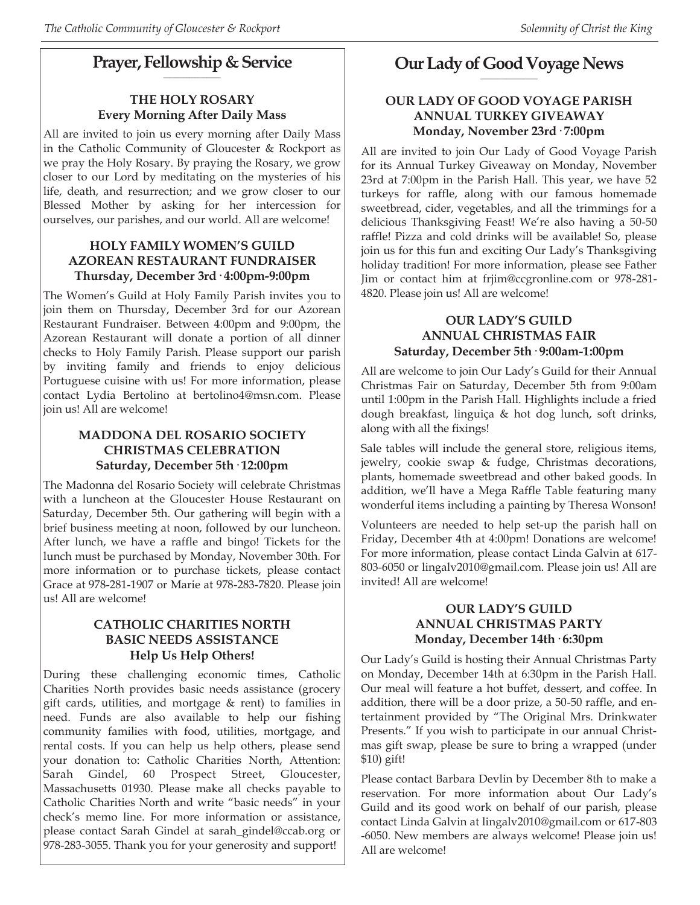## Prayer, Fellowship & Service

**THE HOLY ROSARY**
**Every Morning After Daily Mass**

All are invited to join us every morning after Daily Mass in the Catholic Community of Gloucester & Rockport as we pray the Holy Rosary. By praying the Rosary, we grow closer to our Lord by meditating on the mysteries of his life, death, and resurrection; and we grow closer to our Blessed Mother by asking for her intercession for ourselves, our parishes, and our world. All are welcome!

**HOLY FAMILY WOMEN'S GUILD**
**AZOREAN RESTAURANT FUNDRAISER**
**Thursday, December 3rd · 4:00pm-9:00pm**

The Women's Guild at Holy Family Parish invites you to join them on Thursday, December 3rd for our Azorean Restaurant Fundraiser. Between 4:00pm and 9:00pm, the Azorean Restaurant will donate a portion of all dinner checks to Holy Family Parish. Please support our parish by inviting family and friends to enjoy delicious Portuguese cuisine with us! For more information, please contact Lydia Bertolino at bertolino4@msn.com. Please join us! All are welcome!

**MADDONA DEL ROSARIO SOCIETY**
**CHRISTMAS CELEBRATION**
**Saturday, December 5th · 12:00pm**

The Madonna del Rosario Society will celebrate Christmas with a luncheon at the Gloucester House Restaurant on Saturday, December 5th. Our gathering will begin with a brief business meeting at noon, followed by our luncheon. After lunch, we have a raffle and bingo! Tickets for the lunch must be purchased by Monday, November 30th. For more information or to purchase tickets, please contact Grace at 978-281-1907 or Marie at 978-283-7820. Please join us! All are welcome!

**CATHOLIC CHARITIES NORTH**
**BASIC NEEDS ASSISTANCE**
**Help Us Help Others!**

During these challenging economic times, Catholic Charities North provides basic needs assistance (grocery gift cards, utilities, and mortgage & rent) to families in need. Funds are also available to help our fishing community families with food, utilities, mortgage, and rental costs. If you can help us help others, please send your donation to: Catholic Charities North, Attention: Sarah Gindel, 60 Prospect Street, Gloucester, Massachusetts 01930. Please make all checks payable to Catholic Charities North and write "basic needs" in your check's memo line. For more information or assistance, please contact Sarah Gindel at sarah_gindel@ccab.org or 978-283-3055. Thank you for your generosity and support!

## Our Lady of Good Voyage News

**OUR LADY OF GOOD VOYAGE PARISH**
**ANNUAL TURKEY GIVEAWAY**
**Monday, November 23rd · 7:00pm**

All are invited to join Our Lady of Good Voyage Parish for its Annual Turkey Giveaway on Monday, November 23rd at 7:00pm in the Parish Hall. This year, we have 52 turkeys for raffle, along with our famous homemade sweetbread, cider, vegetables, and all the trimmings for a delicious Thanksgiving Feast! We're also having a 50-50 raffle! Pizza and cold drinks will be available! So, please join us for this fun and exciting Our Lady's Thanksgiving holiday tradition! For more information, please see Father Jim or contact him at frjim@ccgronline.com or 978-281-4820. Please join us! All are welcome!

**OUR LADY'S GUILD**
**ANNUAL CHRISTMAS FAIR**
**Saturday, December 5th · 9:00am-1:00pm**

All are welcome to join Our Lady's Guild for their Annual Christmas Fair on Saturday, December 5th from 9:00am until 1:00pm in the Parish Hall. Highlights include a fried dough breakfast, linguiça & hot dog lunch, soft drinks, along with all the fixings!

Sale tables will include the general store, religious items, jewelry, cookie swap & fudge, Christmas decorations, plants, homemade sweetbread and other baked goods. In addition, we'll have a Mega Raffle Table featuring many wonderful items including a painting by Theresa Wonson!

Volunteers are needed to help set-up the parish hall on Friday, December 4th at 4:00pm! Donations are welcome! For more information, please contact Linda Galvin at 617-803-6050 or lingalv2010@gmail.com. Please join us! All are invited! All are welcome!

**OUR LADY'S GUILD**
**ANNUAL CHRISTMAS PARTY**
**Monday, December 14th · 6:30pm**

Our Lady's Guild is hosting their Annual Christmas Party on Monday, December 14th at 6:30pm in the Parish Hall. Our meal will feature a hot buffet, dessert, and coffee. In addition, there will be a door prize, a 50-50 raffle, and entertainment provided by "The Original Mrs. Drinkwater Presents." If you wish to participate in our annual Christmas gift swap, please be sure to bring a wrapped (under $10) gift!

Please contact Barbara Devlin by December 8th to make a reservation. For more information about Our Lady's Guild and its good work on behalf of our parish, please contact Linda Galvin at lingalv2010@gmail.com or 617-803-6050. New members are always welcome! Please join us! All are welcome!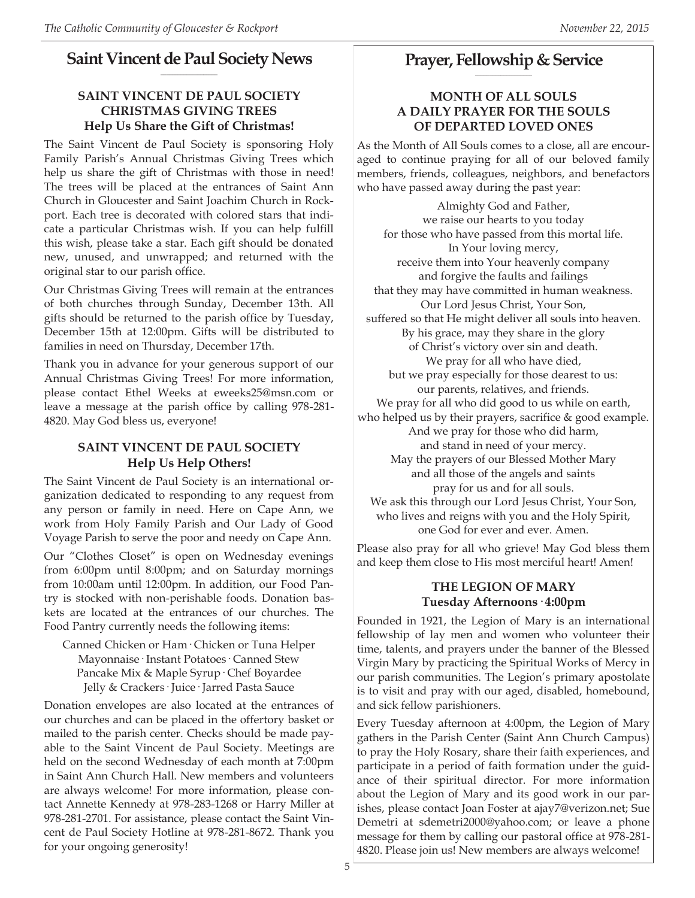## Saint Vincent de Paul Society News

### SAINT VINCENT DE PAUL SOCIETY CHRISTMAS GIVING TREES
**Help Us Share the Gift of Christmas!**

The Saint Vincent de Paul Society is sponsoring Holy Family Parish's Annual Christmas Giving Trees which help us share the gift of Christmas with those in need! The trees will be placed at the entrances of Saint Ann Church in Gloucester and Saint Joachim Church in Rockport. Each tree is decorated with colored stars that indicate a particular Christmas wish. If you can help fulfill this wish, please take a star. Each gift should be donated new, unused, and unwrapped; and returned with the original star to our parish office.

Our Christmas Giving Trees will remain at the entrances of both churches through Sunday, December 13th. All gifts should be returned to the parish office by Tuesday, December 15th at 12:00pm. Gifts will be distributed to families in need on Thursday, December 17th.

Thank you in advance for your generous support of our Annual Christmas Giving Trees! For more information, please contact Ethel Weeks at eweeks25@msn.com or leave a message at the parish office by calling 978-281-4820. May God bless us, everyone!

### SAINT VINCENT DE PAUL SOCIETY
**Help Us Help Others!**

The Saint Vincent de Paul Society is an international organization dedicated to responding to any request from any person or family in need. Here on Cape Ann, we work from Holy Family Parish and Our Lady of Good Voyage Parish to serve the poor and needy on Cape Ann.

Our "Clothes Closet" is open on Wednesday evenings from 6:00pm until 8:00pm; and on Saturday mornings from 10:00am until 12:00pm. In addition, our Food Pantry is stocked with non-perishable foods. Donation baskets are located at the entrances of our churches. The Food Pantry currently needs the following items:

Canned Chicken or Ham · Chicken or Tuna Helper
Mayonnaise · Instant Potatoes · Canned Stew
Pancake Mix & Maple Syrup · Chef Boyardee
Jelly & Crackers · Juice · Jarred Pasta Sauce

Donation envelopes are also located at the entrances of our churches and can be placed in the offertory basket or mailed to the parish center. Checks should be made payable to the Saint Vincent de Paul Society. Meetings are held on the second Wednesday of each month at 7:00pm in Saint Ann Church Hall. New members and volunteers are always welcome! For more information, please contact Annette Kennedy at 978-283-1268 or Harry Miller at 978-281-2701. For assistance, please contact the Saint Vincent de Paul Society Hotline at 978-281-8672. Thank you for your ongoing generosity!

## Prayer, Fellowship & Service

### MONTH OF ALL SOULS A DAILY PRAYER FOR THE SOULS OF DEPARTED LOVED ONES

As the Month of All Souls comes to a close, all are encouraged to continue praying for all of our beloved family members, friends, colleagues, neighbors, and benefactors who have passed away during the past year:

Almighty God and Father,
we raise our hearts to you today
for those who have passed from this mortal life.
In Your loving mercy,
receive them into Your heavenly company
and forgive the faults and failings
that they may have committed in human weakness.
Our Lord Jesus Christ, Your Son,
suffered so that He might deliver all souls into heaven.
By his grace, may they share in the glory
of Christ's victory over sin and death.
We pray for all who have died,
but we pray especially for those dearest to us:
our parents, relatives, and friends.
We pray for all who did good to us while on earth,
who helped us by their prayers, sacrifice & good example.
And we pray for those who did harm,
and stand in need of your mercy.
May the prayers of our Blessed Mother Mary
and all those of the angels and saints
pray for us and for all souls.
We ask this through our Lord Jesus Christ, Your Son,
who lives and reigns with you and the Holy Spirit,
one God for ever and ever. Amen.

Please also pray for all who grieve! May God bless them and keep them close to His most merciful heart! Amen!

### THE LEGION OF MARY
**Tuesday Afternoons · 4:00pm**

Founded in 1921, the Legion of Mary is an international fellowship of lay men and women who volunteer their time, talents, and prayers under the banner of the Blessed Virgin Mary by practicing the Spiritual Works of Mercy in our parish communities. The Legion's primary apostolate is to visit and pray with our aged, disabled, homebound, and sick fellow parishioners.

Every Tuesday afternoon at 4:00pm, the Legion of Mary gathers in the Parish Center (Saint Ann Church Campus) to pray the Holy Rosary, share their faith experiences, and participate in a period of faith formation under the guidance of their spiritual director. For more information about the Legion of Mary and its good work in our parishes, please contact Joan Foster at ajay7@verizon.net; Sue Demetri at sdemetri2000@yahoo.com; or leave a phone message for them by calling our pastoral office at 978-281-4820. Please join us! New members are always welcome!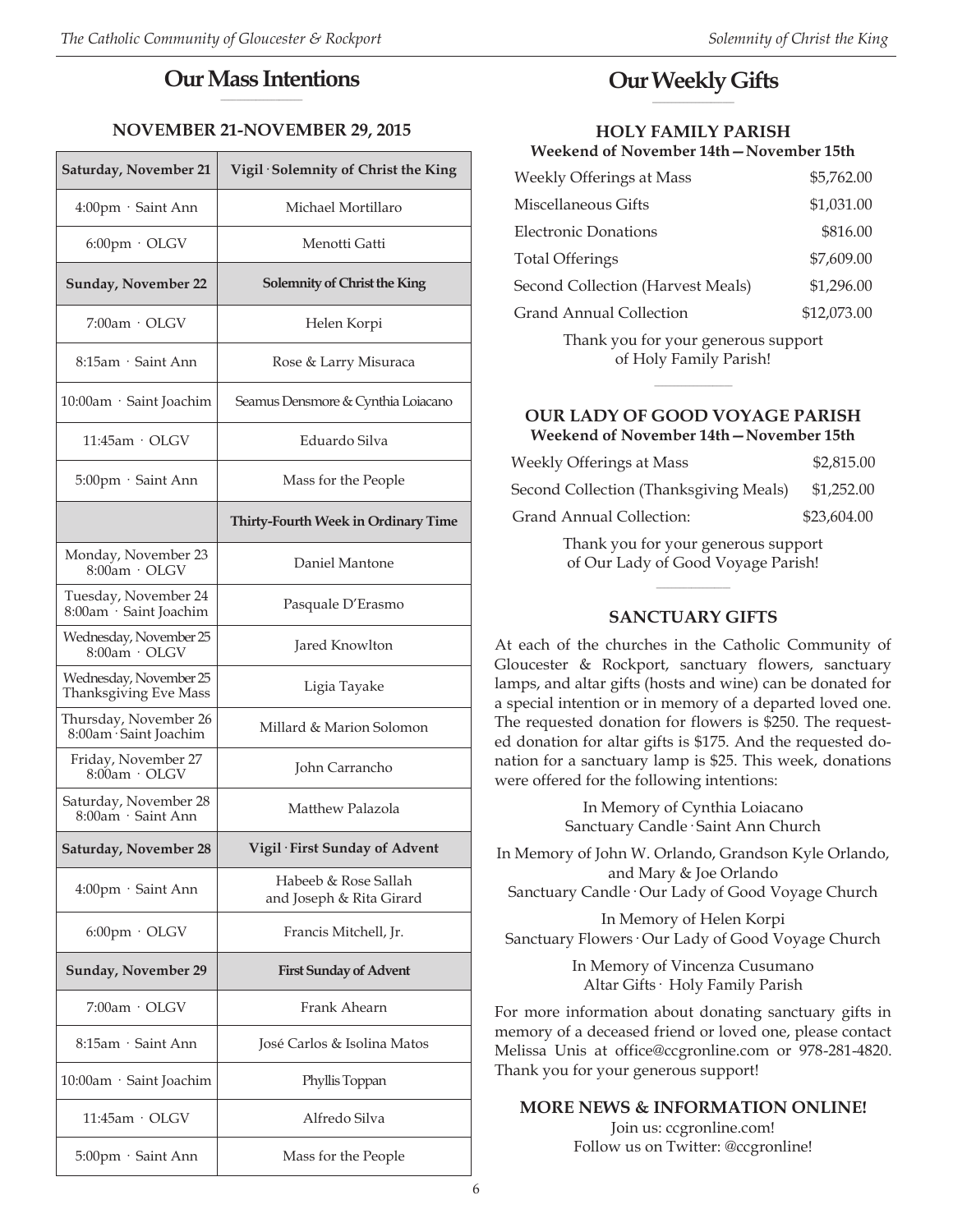## Our Mass Intentions

### NOVEMBER 21-NOVEMBER 29, 2015

| Saturday, November 21 | Vigil · Solemnity of Christ the King |
|---|---|
| 4:00pm · Saint Ann | Michael Mortillaro |
| 6:00pm · OLGV | Menotti Gatti |
| **Sunday, November 22** | **Solemnity of Christ the King** |
| 7:00am · OLGV | Helen Korpi |
| 8:15am · Saint Ann | Rose & Larry Misuraca |
| 10:00am · Saint Joachim | Seamus Densmore & Cynthia Loiacano |
| 11:45am · OLGV | Eduardo Silva |
| 5:00pm · Saint Ann | Mass for the People |
| | **Thirty-Fourth Week in Ordinary Time** |
| Monday, November 23 8:00am · OLGV | Daniel Mantone |
| Tuesday, November 24 8:00am · Saint Joachim | Pasquale D'Erasmo |
| Wednesday, November 25 8:00am · OLGV | Jared Knowlton |
| Wednesday, November 25 Thanksgiving Eve Mass | Ligia Tayake |
| Thursday, November 26 8:00am · Saint Joachim | Millard & Marion Solomon |
| Friday, November 27 8:00am · OLGV | John Carrancho |
| Saturday, November 28 8:00am · Saint Ann | Matthew Palazola |
| **Saturday, November 28** | **Vigil · First Sunday of Advent** |
| 4:00pm · Saint Ann | Habeeb & Rose Sallah and Joseph & Rita Girard |
| 6:00pm · OLGV | Francis Mitchell, Jr. |
| **Sunday, November 29** | **First Sunday of Advent** |
| 7:00am · OLGV | Frank Ahearn |
| 8:15am · Saint Ann | José Carlos & Isolina Matos |
| 10:00am · Saint Joachim | Phyllis Toppan |
| 11:45am · OLGV | Alfredo Silva |
| 5:00pm · Saint Ann | Mass for the People |

## Our Weekly Gifts

### HOLY FAMILY PARISH

**Weekend of November 14th—November 15th**

| | |
|---|---|
| Weekly Offerings at Mass | $5,762.00 |
| Miscellaneous Gifts | $1,031.00 |
| Electronic Donations | $816.00 |
| Total Offerings | $7,609.00 |
| Second Collection (Harvest Meals) | $1,296.00 |
| Grand Annual Collection | $12,073.00 |

Thank you for your generous support of Holy Family Parish!

### OUR LADY OF GOOD VOYAGE PARISH

**Weekend of November 14th—November 15th**

| | |
|---|---|
| Weekly Offerings at Mass | $2,815.00 |
| Second Collection (Thanksgiving Meals) | $1,252.00 |
| Grand Annual Collection: | $23,604.00 |

Thank you for your generous support of Our Lady of Good Voyage Parish!

### SANCTUARY GIFTS

At each of the churches in the Catholic Community of Gloucester & Rockport, sanctuary flowers, sanctuary lamps, and altar gifts (hosts and wine) can be donated for a special intention or in memory of a departed loved one. The requested donation for flowers is $250. The requested donation for altar gifts is $175. And the requested donation for a sanctuary lamp is $25. This week, donations were offered for the following intentions:

In Memory of Cynthia Loiacano
Sanctuary Candle · Saint Ann Church

In Memory of John W. Orlando, Grandson Kyle Orlando, and Mary & Joe Orlando
Sanctuary Candle · Our Lady of Good Voyage Church

In Memory of Helen Korpi
Sanctuary Flowers · Our Lady of Good Voyage Church

In Memory of Vincenza Cusumano
Altar Gifts · Holy Family Parish

For more information about donating sanctuary gifts in memory of a deceased friend or loved one, please contact Melissa Unis at office@ccgronline.com or 978-281-4820. Thank you for your generous support!

### MORE NEWS & INFORMATION ONLINE!

Join us: ccgronline.com!
Follow us on Twitter: @ccgronline!